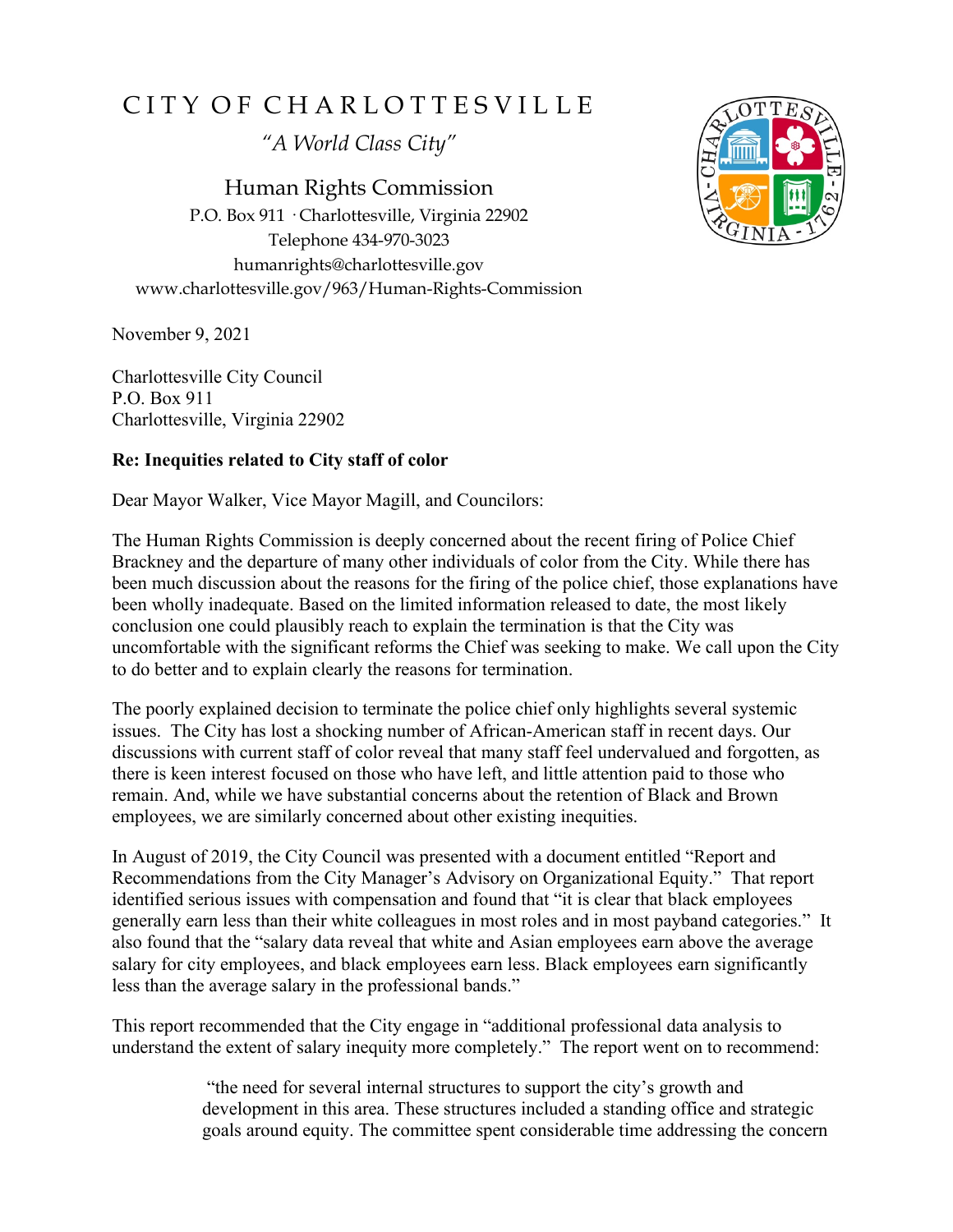# CITY OF CHARLOTTESVILLE

*"A World Class City"*

Human Rights Commission
P.O. Box 911 · Charlottesville, Virginia 22902
Telephone 434-970-3023
humanrights@charlottesville.gov
www.charlottesville.gov/963/Human-Rights-Commission

November 9, 2021

Charlottesville City Council
P.O. Box 911
Charlottesville, Virginia 22902

**Re: Inequities related to City staff of color**

Dear Mayor Walker, Vice Mayor Magill, and Councilors:

The Human Rights Commission is deeply concerned about the recent firing of Police Chief Brackney and the departure of many other individuals of color from the City. While there has been much discussion about the reasons for the firing of the police chief, those explanations have been wholly inadequate. Based on the limited information released to date, the most likely conclusion one could plausibly reach to explain the termination is that the City was uncomfortable with the significant reforms the Chief was seeking to make. We call upon the City to do better and to explain clearly the reasons for termination.

The poorly explained decision to terminate the police chief only highlights several systemic issues. The City has lost a shocking number of African-American staff in recent days. Our discussions with current staff of color reveal that many staff feel undervalued and forgotten, as there is keen interest focused on those who have left, and little attention paid to those who remain. And, while we have substantial concerns about the retention of Black and Brown employees, we are similarly concerned about other existing inequities.

In August of 2019, the City Council was presented with a document entitled "Report and Recommendations from the City Manager's Advisory on Organizational Equity." That report identified serious issues with compensation and found that "it is clear that black employees generally earn less than their white colleagues in most roles and in most payband categories." It also found that the "salary data reveal that white and Asian employees earn above the average salary for city employees, and black employees earn less. Black employees earn significantly less than the average salary in the professional bands."

This report recommended that the City engage in "additional professional data analysis to understand the extent of salary inequity more completely." The report went on to recommend:

> "the need for several internal structures to support the city's growth and development in this area. These structures included a standing office and strategic goals around equity. The committee spent considerable time addressing the concern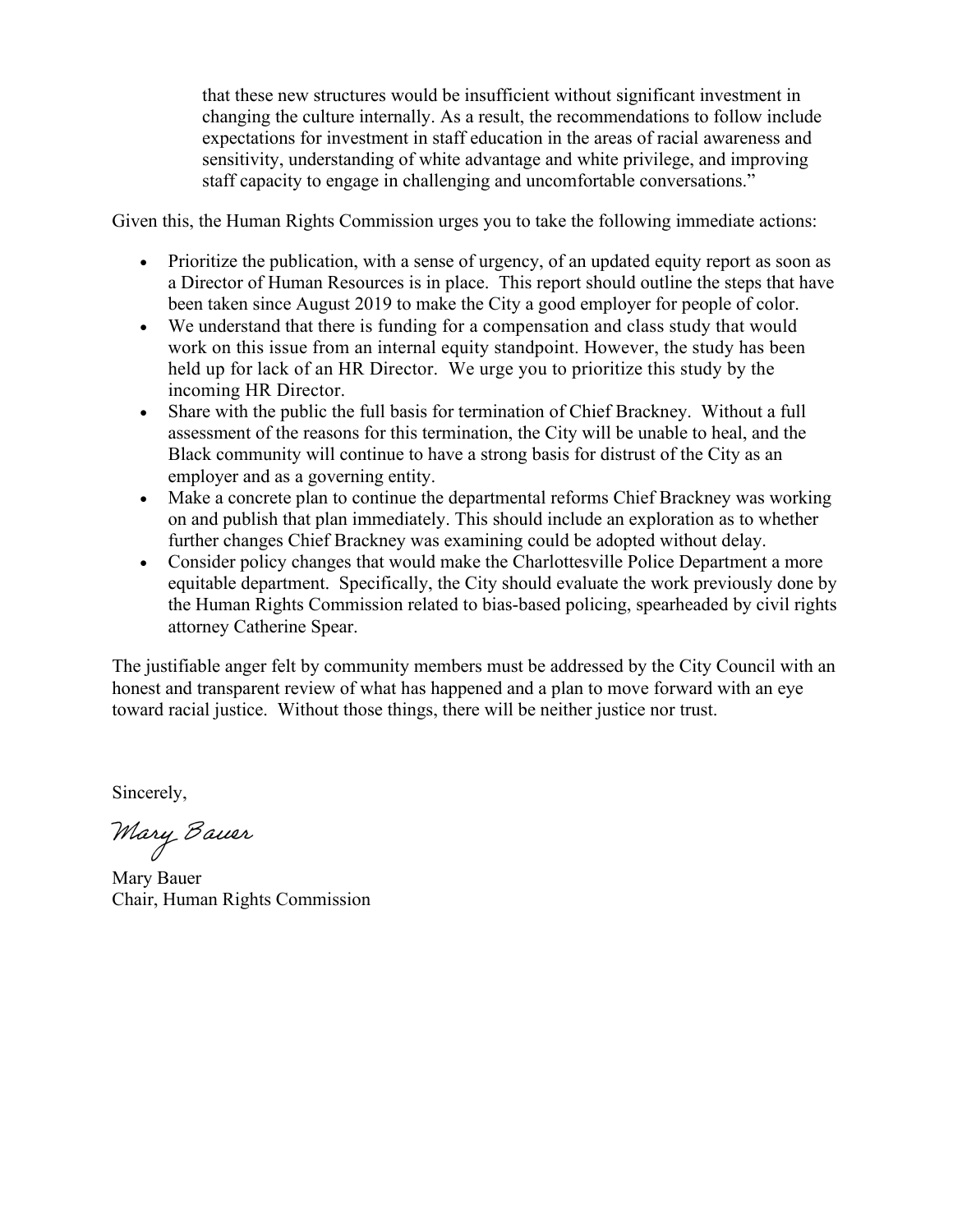> that these new structures would be insufficient without significant investment in changing the culture internally. As a result, the recommendations to follow include expectations for investment in staff education in the areas of racial awareness and sensitivity, understanding of white advantage and white privilege, and improving staff capacity to engage in challenging and uncomfortable conversations."

Given this, the Human Rights Commission urges you to take the following immediate actions:

- Prioritize the publication, with a sense of urgency, of an updated equity report as soon as a Director of Human Resources is in place. This report should outline the steps that have been taken since August 2019 to make the City a good employer for people of color.
- We understand that there is funding for a compensation and class study that would work on this issue from an internal equity standpoint. However, the study has been held up for lack of an HR Director. We urge you to prioritize this study by the incoming HR Director.
- Share with the public the full basis for termination of Chief Brackney. Without a full assessment of the reasons for this termination, the City will be unable to heal, and the Black community will continue to have a strong basis for distrust of the City as an employer and as a governing entity.
- Make a concrete plan to continue the departmental reforms Chief Brackney was working on and publish that plan immediately. This should include an exploration as to whether further changes Chief Brackney was examining could be adopted without delay.
- Consider policy changes that would make the Charlottesville Police Department a more equitable department. Specifically, the City should evaluate the work previously done by the Human Rights Commission related to bias-based policing, spearheaded by civil rights attorney Catherine Spear.

The justifiable anger felt by community members must be addressed by the City Council with an honest and transparent review of what has happened and a plan to move forward with an eye toward racial justice. Without those things, there will be neither justice nor trust.

Sincerely,

*Mary Bauer*

Mary Bauer
Chair, Human Rights Commission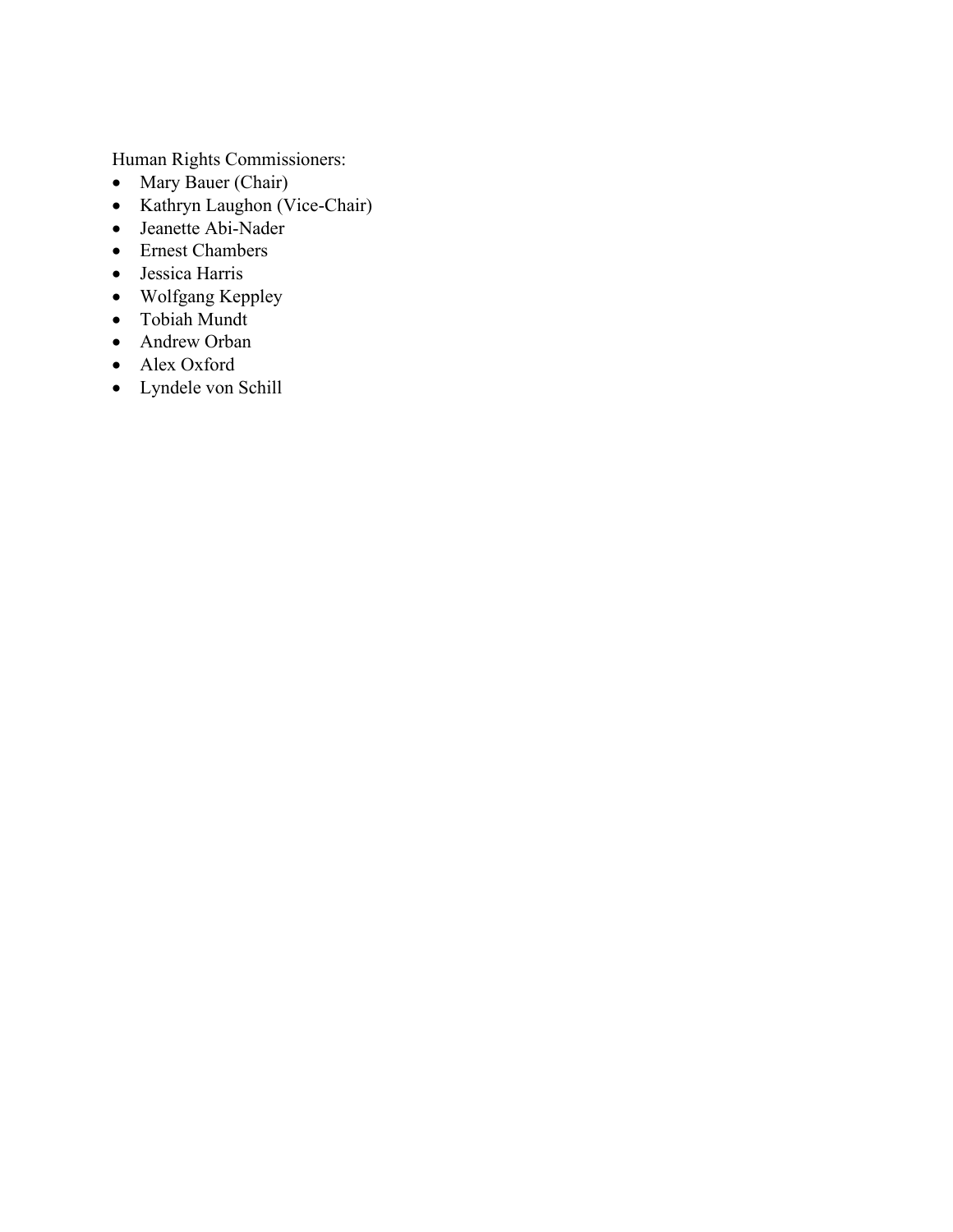Human Rights Commissioners:

- Mary Bauer (Chair)
- Kathryn Laughon (Vice-Chair)
- Jeanette Abi-Nader
- Ernest Chambers
- Jessica Harris
- Wolfgang Keppley
- Tobiah Mundt
- Andrew Orban
- Alex Oxford
- Lyndele von Schill